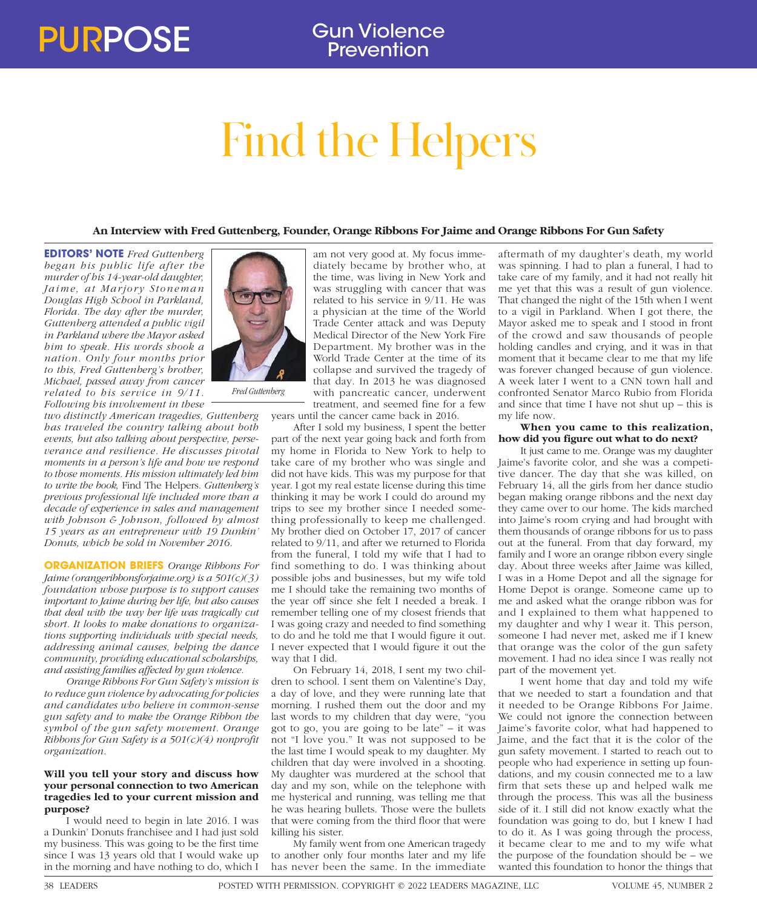# Find the Helpers

**An Interview with Fred Guttenberg, Founder, Orange Ribbons For Jaime and Orange Ribbons For Gun Safety**

**EDITORS' NOTE** *Fred Guttenberg began his public life after the murder of his 14-year-old daughter, Jaime, at Marjory Stoneman Douglas High School in Parkland, Florida. The day after the murder, Guttenberg attended a public vigil in Parkland where the Mayor asked him to speak. His words shook a nation. Only four months prior to this, Fred Guttenberg's brother, Michael, passed away from cancer related to his service in 9/11. Following his involvement in these two distinctly American tragedies, Guttenberg has traveled the country talking about both events, but also talking about perspective, perseverance and resilience. He discusses pivotal moments in a person's life and how we respond to those moments. His mission ultimately led him to write the book,* Find The Helpers. *Guttenberg's previous professional life included more than a decade of experience in sales and management with Johnson & Johnson, followed by almost 15 years as an entrepreneur with 19 Dunkin' Donuts, which he sold in November 2016.*

*Fred Guttenberg*

**ORGANIZATION BRIEFS** *Orange Ribbons For Jaime (orangeribbonsforjaime.org) is a 501(c)(3) foundation whose purpose is to support causes important to Jaime during her life, but also causes that deal with the way her life was tragically cut short. It looks to make donations to organizations supporting individuals with special needs, addressing animal causes, helping the dance community, providing educational scholarships, and assisting families affected by gun violence.*

*Orange Ribbons For Gun Safety's mission is to reduce gun violence by advocating for policies and candidates who believe in common-sense gun safety and to make the Orange Ribbon the symbol of the gun safety movement. Orange Ribbons for Gun Safety is a 501(c)(4) nonprofit organization.*

**Will you tell your story and discuss how your personal connection to two American tragedies led to your current mission and purpose?**

I would need to begin in late 2016. I was a Dunkin' Donuts franchisee and I had just sold my business. This was going to be the first time since I was 13 years old that I would wake up in the morning and have nothing to do, which I am not very good at. My focus immediately became by brother who, at the time, was living in New York and was struggling with cancer that was related to his service in 9/11. He was a physician at the time of the World Trade Center attack and was Deputy Medical Director of the New York Fire Department. My brother was in the World Trade Center at the time of its collapse and survived the tragedy of that day. In 2013 he was diagnosed with pancreatic cancer, underwent treatment, and seemed fine for a few years until the cancer came back in 2016.

After I sold my business, I spent the better part of the next year going back and forth from my home in Florida to New York to help to take care of my brother who was single and did not have kids. This was my purpose for that year. I got my real estate license during this time thinking it may be work I could do around my trips to see my brother since I needed something professionally to keep me challenged. My brother died on October 17, 2017 of cancer related to 9/11, and after we returned to Florida from the funeral, I told my wife that I had to find something to do. I was thinking about possible jobs and businesses, but my wife told me I should take the remaining two months of the year off since she felt I needed a break. I remember telling one of my closest friends that I was going crazy and needed to find something to do and he told me that I would figure it out. I never expected that I would figure it out the way that I did.

On February 14, 2018, I sent my two children to school. I sent them on Valentine's Day, a day of love, and they were running late that morning. I rushed them out the door and my last words to my children that day were, "you got to go, you are going to be late" – it was not "I love you." It was not supposed to be the last time I would speak to my daughter. My children that day were involved in a shooting. My daughter was murdered at the school that day and my son, while on the telephone with me hysterical and running, was telling me that he was hearing bullets. Those were the bullets that were coming from the third floor that were killing his sister.

My family went from one American tragedy to another only four months later and my life has never been the same. In the immediate aftermath of my daughter's death, my world was spinning. I had to plan a funeral, I had to take care of my family, and it had not really hit me yet that this was a result of gun violence. That changed the night of the 15th when I went to a vigil in Parkland. When I got there, the Mayor asked me to speak and I stood in front of the crowd and saw thousands of people holding candles and crying, and it was in that moment that it became clear to me that my life was forever changed because of gun violence. A week later I went to a CNN town hall and confronted Senator Marco Rubio from Florida and since that time I have not shut up – this is my life now.

**When you came to this realization, how did you figure out what to do next?**

It just came to me. Orange was my daughter Jaime's favorite color, and she was a competitive dancer. The day that she was killed, on February 14, all the girls from her dance studio began making orange ribbons and the next day they came over to our home. The kids marched into Jaime's room crying and had brought with them thousands of orange ribbons for us to pass out at the funeral. From that day forward, my family and I wore an orange ribbon every single day. About three weeks after Jaime was killed, I was in a Home Depot and all the signage for Home Depot is orange. Someone came up to me and asked what the orange ribbon was for and I explained to them what happened to my daughter and why I wear it. This person, someone I had never met, asked me if I knew that orange was the color of the gun safety movement. I had no idea since I was really not part of the movement yet.

I went home that day and told my wife that we needed to start a foundation and that it needed to be Orange Ribbons For Jaime. We could not ignore the connection between Jaime's favorite color, what had happened to Jaime, and the fact that it is the color of the gun safety movement. I started to reach out to people who had experience in setting up foundations, and my cousin connected me to a law firm that sets these up and helped walk me through the process. This was all the business side of it. I still did not know exactly what the foundation was going to do, but I knew I had to do it. As I was going through the process, it became clear to me and to my wife what the purpose of the foundation should be – we wanted this foundation to honor the things that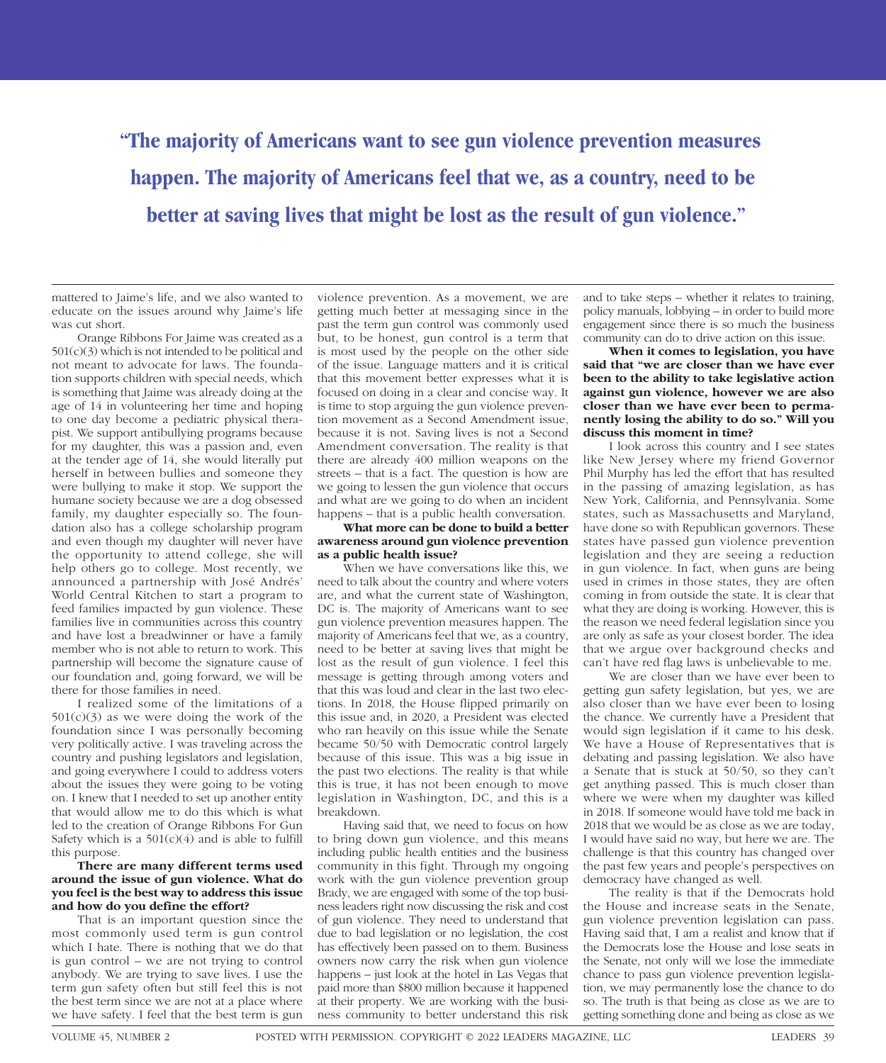> "The majority of Americans want to see gun violence prevention measures happen. The majority of Americans feel that we, as a country, need to be better at saving lives that might be lost as the result of gun violence."

mattered to Jaime's life, and we also wanted to educate on the issues around why Jaime's life was cut short.

Orange Ribbons For Jaime was created as a 501(c)(3) which is not intended to be political and not meant to advocate for laws. The foundation supports children with special needs, which is something that Jaime was already doing at the age of 14 in volunteering her time and hoping to one day become a pediatric physical therapist. We support antibullying programs because for my daughter, this was a passion and, even at the tender age of 14, she would literally put herself in between bullies and someone they were bullying to make it stop. We support the humane society because we are a dog obsessed family, my daughter especially so. The foundation also has a college scholarship program and even though my daughter will never have the opportunity to attend college, she will help others go to college. Most recently, we announced a partnership with José Andrés' World Central Kitchen to start a program to feed families impacted by gun violence. These families live in communities across this country and have lost a breadwinner or have a family member who is not able to return to work. This partnership will become the signature cause of our foundation and, going forward, we will be there for those families in need.

I realized some of the limitations of a 501(c)(3) as we were doing the work of the foundation since I was personally becoming very politically active. I was traveling across the country and pushing legislators and legislation, and going everywhere I could to address voters about the issues they were going to be voting on. I knew that I needed to set up another entity that would allow me to do this which is what led to the creation of Orange Ribbons For Gun Safety which is a 501(c)(4) and is able to fulfill this purpose.

**There are many different terms used around the issue of gun violence. What do you feel is the best way to address this issue and how do you define the effort?**

That is an important question since the most commonly used term is gun control which I hate. There is nothing that we do that is gun control – we are not trying to control anybody. We are trying to save lives. I use the term gun safety often but still feel this is not the best term since we are not at a place where we have safety. I feel that the best term is gun violence prevention. As a movement, we are getting much better at messaging since in the past the term gun control was commonly used but, to be honest, gun control is a term that is most used by the people on the other side of the issue. Language matters and it is critical that this movement better expresses what it is focused on doing in a clear and concise way. It is time to stop arguing the gun violence prevention movement as a Second Amendment issue, because it is not. Saving lives is not a Second Amendment conversation. The reality is that there are already 400 million weapons on the streets – that is a fact. The question is how are we going to lessen the gun violence that occurs and what are we going to do when an incident happens – that is a public health conversation.

**What more can be done to build a better awareness around gun violence prevention as a public health issue?**

When we have conversations like this, we need to talk about the country and where voters are, and what the current state of Washington, DC is. The majority of Americans want to see gun violence prevention measures happen. The majority of Americans feel that we, as a country, need to be better at saving lives that might be lost as the result of gun violence. I feel this message is getting through among voters and that this was loud and clear in the last two elections. In 2018, the House flipped primarily on this issue and, in 2020, a President was elected who ran heavily on this issue while the Senate became 50/50 with Democratic control largely because of this issue. This was a big issue in the past two elections. The reality is that while this is true, it has not been enough to move legislation in Washington, DC, and this is a breakdown.

Having said that, we need to focus on how to bring down gun violence, and this means including public health entities and the business community in this fight. Through my ongoing work with the gun violence prevention group Brady, we are engaged with some of the top business leaders right now discussing the risk and cost of gun violence. They need to understand that due to bad legislation or no legislation, the cost has effectively been passed on to them. Business owners now carry the risk when gun violence happens – just look at the hotel in Las Vegas that paid more than $800 million because it happened at their property. We are working with the business community to better understand this risk and to take steps – whether it relates to training, policy manuals, lobbying – in order to build more engagement since there is so much the business community can do to drive action on this issue.

**When it comes to legislation, you have said that "we are closer than we have ever been to the ability to take legislative action against gun violence, however we are also closer than we have ever been to permanently losing the ability to do so." Will you discuss this moment in time?**

I look across this country and I see states like New Jersey where my friend Governor Phil Murphy has led the effort that has resulted in the passing of amazing legislation, as has New York, California, and Pennsylvania. Some states, such as Massachusetts and Maryland, have done so with Republican governors. These states have passed gun violence prevention legislation and they are seeing a reduction in gun violence. In fact, when guns are being used in crimes in those states, they are often coming in from outside the state. It is clear that what they are doing is working. However, this is the reason we need federal legislation since you are only as safe as your closest border. The idea that we argue over background checks and can't have red flag laws is unbelievable to me.

We are closer than we have ever been to getting gun safety legislation, but yes, we are also closer than we have ever been to losing the chance. We currently have a President that would sign legislation if it came to his desk. We have a House of Representatives that is debating and passing legislation. We also have a Senate that is stuck at 50/50, so they can't get anything passed. This is much closer than where we were when my daughter was killed in 2018. If someone would have told me back in 2018 that we would be as close as we are today, I would have said no way, but here we are. The challenge is that this country has changed over the past few years and people's perspectives on democracy have changed as well.

The reality is that if the Democrats hold the House and increase seats in the Senate, gun violence prevention legislation can pass. Having said that, I am a realist and know that if the Democrats lose the House and lose seats in the Senate, not only will we lose the immediate chance to pass gun violence prevention legislation, we may permanently lose the chance to do so. The truth is that being as close as we are to getting something done and being as close as we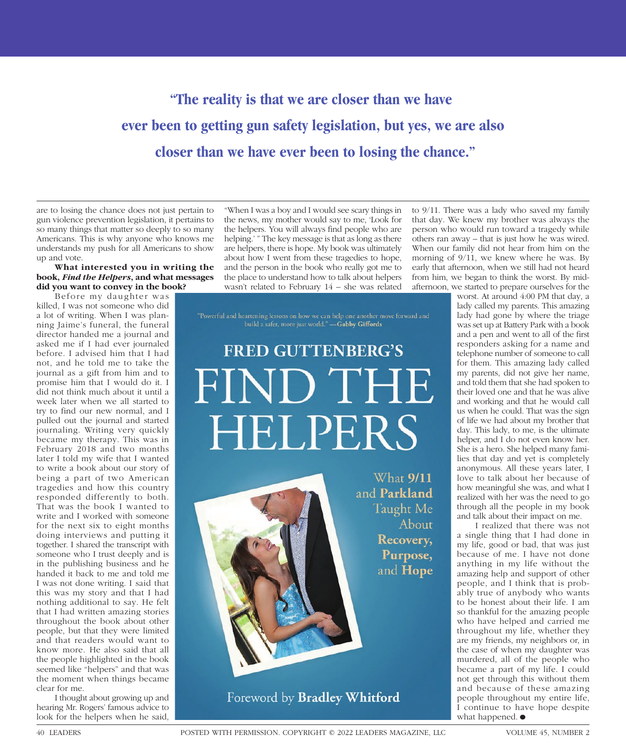**"The reality is that we are closer than we have ever been to getting gun safety legislation, but yes, we are also closer than we have ever been to losing the chance."**

are to losing the chance does not just pertain to gun violence prevention legislation, it pertains to so many things that matter so deeply to so many Americans. This is why anyone who knows me understands my push for all Americans to show up and vote.

**What interested you in writing the book, *Find the Helpers*, and what messages did you want to convey in the book?**

Before my daughter was killed, I was not someone who did a lot of writing. When I was planning Jaime's funeral, the funeral director handed me a journal and asked me if I had ever journaled before. I advised him that I had not, and he told me to take the journal as a gift from him and to promise him that I would do it. I did not think much about it until a week later when we all started to try to find our new normal, and I pulled out the journal and started journaling. Writing very quickly became my therapy. This was in February 2018 and two months later I told my wife that I wanted to write a book about our story of being a part of two American tragedies and how this country responded differently to both. That was the book I wanted to write and I worked with someone for the next six to eight months doing interviews and putting it together. I shared the transcript with someone who I trust deeply and is in the publishing business and he handed it back to me and told me I was not done writing. I said that this was my story and that I had nothing additional to say. He felt that I had written amazing stories throughout the book about other people, but that they were limited and that readers would want to know more. He also said that all the people highlighted in the book seemed like "helpers" and that was the moment when things became clear for me.

I thought about growing up and hearing Mr. Rogers' famous advice to look for the helpers when he said, "When I was a boy and I would see scary things in the news, my mother would say to me, 'Look for the helpers. You will always find people who are helping.' " The key message is that as long as there are helpers, there is hope. My book was ultimately about how I went from these tragedies to hope, and the person in the book who really got me to the place to understand how to talk about helpers wasn't related to February 14 – she was related to 9/11. There was a lady who saved my family that day. We knew my brother was always the person who would run toward a tragedy while others ran away – that is just how he was wired. When our family did not hear from him on the morning of 9/11, we knew where he was. By early that afternoon, when we still had not heard from him, we began to think the worst. By mid-afternoon, we started to prepare ourselves for the worst. At around 4:00 PM that day, a lady called my parents. This amazing lady had gone by where the triage was set up at Battery Park with a book and a pen and went to all of the first responders asking for a name and telephone number of someone to call for them. This amazing lady called my parents, did not give her name, and told them that she had spoken to their loved one and that he was alive and working and that he would call us when he could. That was the sign of life we had about my brother that day. This lady, to me, is the ultimate helper, and I do not even know her. She is a hero. She helped many families that day and yet is completely anonymous. All these years later, I love to talk about her because of how meaningful she was, and what I realized with her was the need to go through all the people in my book and talk about their impact on me.

"Powerful and heartening lessons on how we can help one another move forward and build a safer, more just world." —Gabby Giffords

FRED GUTTENBERG'S
FIND THE HELPERS
What 9/11 and Parkland Taught Me About Recovery, Purpose, and Hope
Foreword by Bradley Whitford

I realized that there was not a single thing that I had done in my life, good or bad, that was just because of me. I have not done anything in my life without the amazing help and support of other people, and I think that is probably true of anybody who wants to be honest about their life. I am so thankful for the amazing people who have helped and carried me throughout my life, whether they are my friends, my neighbors or, in the case of when my daughter was murdered, all of the people who became a part of my life. I could not get through this without them and because of these amazing people throughout my entire life, I continue to have hope despite what happened. ●

POSTED WITH PERMISSION. COPYRIGHT © 2022 LEADERS MAGAZINE, LLC